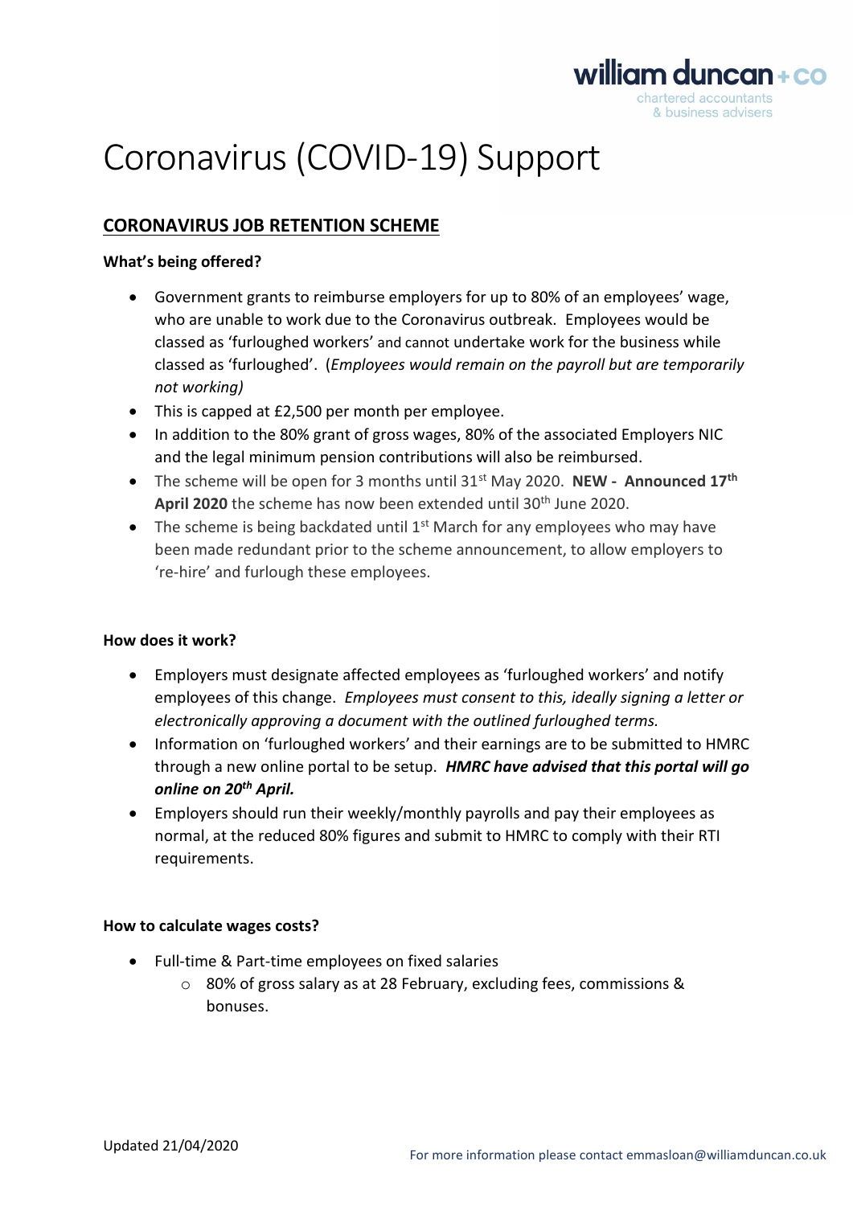# Coronavirus (COVID-19) Support

## CORONAVIRUS JOB RETENTION SCHEME

**What's being offered?**

- Government grants to reimburse employers for up to 80% of an employees' wage, who are unable to work due to the Coronavirus outbreak. Employees would be classed as 'furloughed workers' and cannot undertake work for the business while classed as 'furloughed'. (*Employees would remain on the payroll but are temporarily not working)*
- This is capped at £2,500 per month per employee.
- In addition to the 80% grant of gross wages, 80% of the associated Employers NIC and the legal minimum pension contributions will also be reimbursed.
- The scheme will be open for 3 months until 31st May 2020. **NEW - Announced 17th April 2020** the scheme has now been extended until 30th June 2020.
- The scheme is being backdated until 1st March for any employees who may have been made redundant prior to the scheme announcement, to allow employers to 're-hire' and furlough these employees.

**How does it work?**

- Employers must designate affected employees as 'furloughed workers' and notify employees of this change. *Employees must consent to this, ideally signing a letter or electronically approving a document with the outlined furloughed terms.*
- Information on 'furloughed workers' and their earnings are to be submitted to HMRC through a new online portal to be setup. ***HMRC have advised that this portal will go online on 20th April.***
- Employers should run their weekly/monthly payrolls and pay their employees as normal, at the reduced 80% figures and submit to HMRC to comply with their RTI requirements.

**How to calculate wages costs?**

- Full-time & Part-time employees on fixed salaries
  - 80% of gross salary as at 28 February, excluding fees, commissions & bonuses.

Updated 21/04/2020

For more information please contact emmasloan@williamduncan.co.uk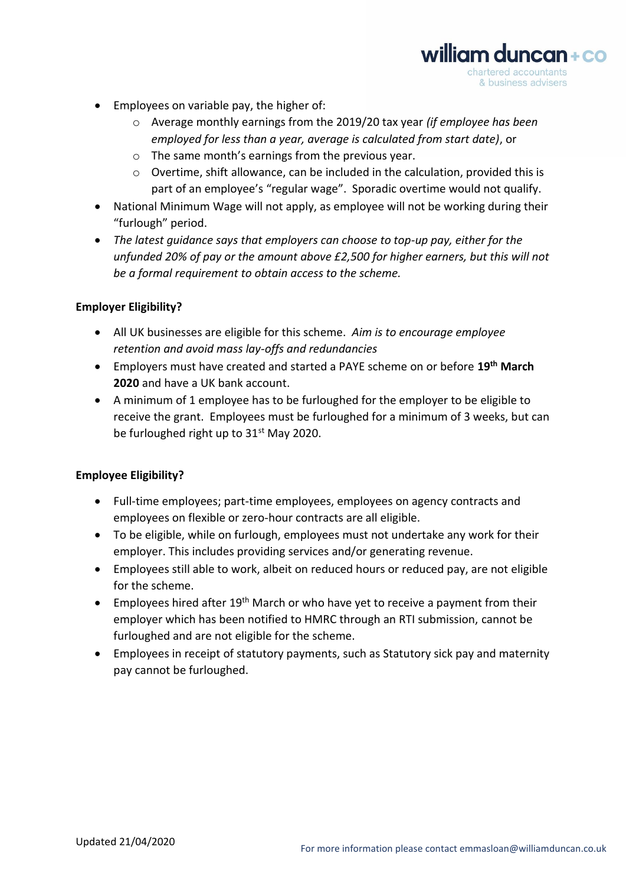- Employees on variable pay, the higher of:
    - Average monthly earnings from the 2019/20 tax year *(if employee has been employed for less than a year, average is calculated from start date)*, or
    - The same month's earnings from the previous year.
    - Overtime, shift allowance, can be included in the calculation, provided this is part of an employee's "regular wage". Sporadic overtime would not qualify.
- National Minimum Wage will not apply, as employee will not be working during their "furlough" period.
- *The latest guidance says that employers can choose to top-up pay, either for the unfunded 20% of pay or the amount above £2,500 for higher earners, but this will not be a formal requirement to obtain access to the scheme.*

**Employer Eligibility?**

- All UK businesses are eligible for this scheme. *Aim is to encourage employee retention and avoid mass lay-offs and redundancies*
- Employers must have created and started a PAYE scheme on or before **19th March 2020** and have a UK bank account.
- A minimum of 1 employee has to be furloughed for the employer to be eligible to receive the grant. Employees must be furloughed for a minimum of 3 weeks, but can be furloughed right up to 31st May 2020.

**Employee Eligibility?**

- Full-time employees; part-time employees, employees on agency contracts and employees on flexible or zero-hour contracts are all eligible.
- To be eligible, while on furlough, employees must not undertake any work for their employer. This includes providing services and/or generating revenue.
- Employees still able to work, albeit on reduced hours or reduced pay, are not eligible for the scheme.
- Employees hired after 19th March or who have yet to receive a payment from their employer which has been notified to HMRC through an RTI submission, cannot be furloughed and are not eligible for the scheme.
- Employees in receipt of statutory payments, such as Statutory sick pay and maternity pay cannot be furloughed.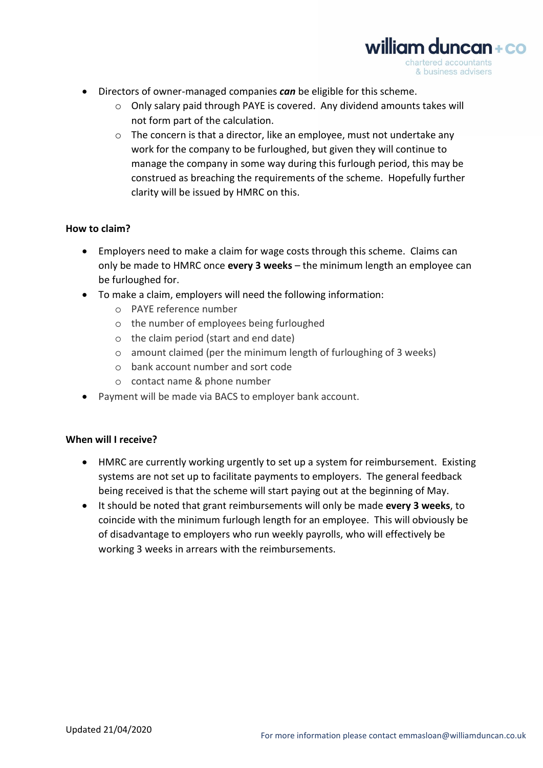- Directors of owner-managed companies ***can*** be eligible for this scheme.
    - Only salary paid through PAYE is covered. Any dividend amounts takes will not form part of the calculation.
    - The concern is that a director, like an employee, must not undertake any work for the company to be furloughed, but given they will continue to manage the company in some way during this furlough period, this may be construed as breaching the requirements of the scheme. Hopefully further clarity will be issued by HMRC on this.

**How to claim?**

- Employers need to make a claim for wage costs through this scheme. Claims can only be made to HMRC once **every 3 weeks** – the minimum length an employee can be furloughed for.
- To make a claim, employers will need the following information:
    - PAYE reference number
    - the number of employees being furloughed
    - the claim period (start and end date)
    - amount claimed (per the minimum length of furloughing of 3 weeks)
    - bank account number and sort code
    - contact name & phone number
- Payment will be made via BACS to employer bank account.

**When will I receive?**

- HMRC are currently working urgently to set up a system for reimbursement. Existing systems are not set up to facilitate payments to employers. The general feedback being received is that the scheme will start paying out at the beginning of May.
- It should be noted that grant reimbursements will only be made **every 3 weeks**, to coincide with the minimum furlough length for an employee. This will obviously be of disadvantage to employers who run weekly payrolls, who will effectively be working 3 weeks in arrears with the reimbursements.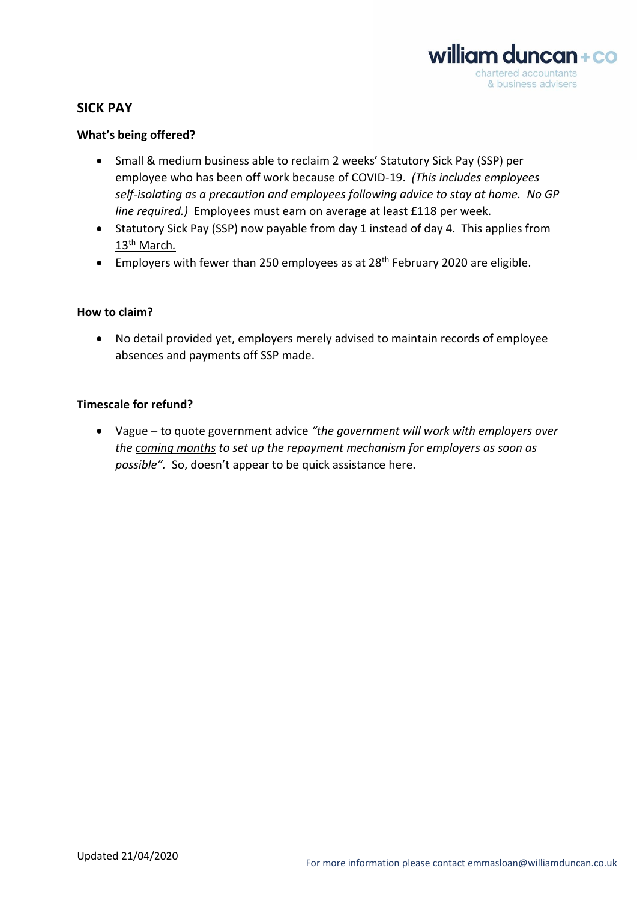## SICK PAY

**What's being offered?**

- Small & medium business able to reclaim 2 weeks' Statutory Sick Pay (SSP) per employee who has been off work because of COVID-19. *(This includes employees self-isolating as a precaution and employees following advice to stay at home. No GP line required.)* Employees must earn on average at least £118 per week.
- Statutory Sick Pay (SSP) now payable from day 1 instead of day 4. This applies from 13th March.
- Employers with fewer than 250 employees as at 28th February 2020 are eligible.

**How to claim?**

- No detail provided yet, employers merely advised to maintain records of employee absences and payments off SSP made.

**Timescale for refund?**

- Vague – to quote government advice *"the government will work with employers over the coming months to set up the repayment mechanism for employers as soon as possible".* So, doesn't appear to be quick assistance here.

Updated 21/04/2020

For more information please contact emmasloan@williamduncan.co.uk